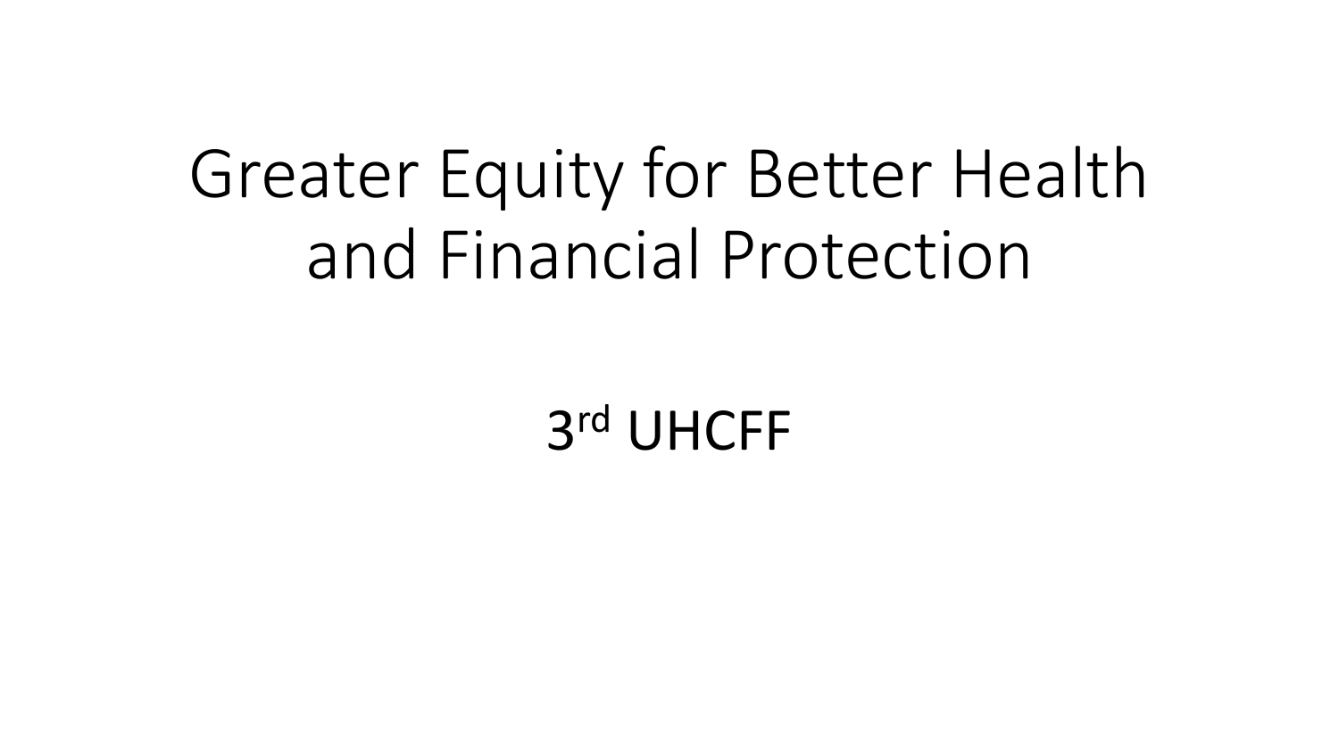# Greater Equity for Better Health and Financial Protection

3rd UHCFF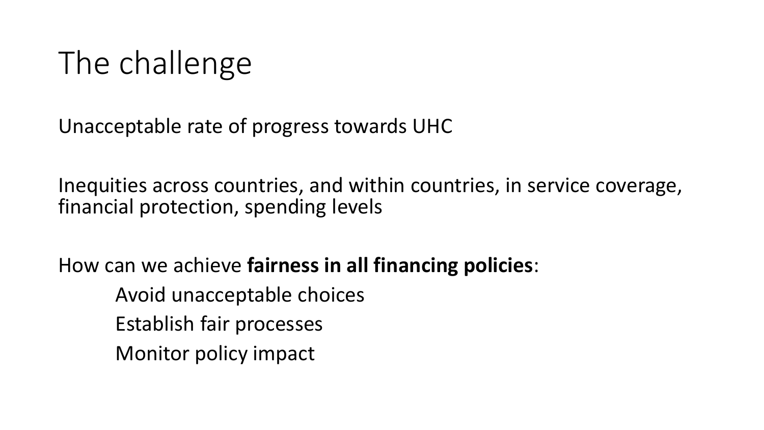# The challenge

Unacceptable rate of progress towards UHC

Inequities across countries, and within countries, in service coverage, financial protection, spending levels

How can we achieve **fairness in all financing policies**:

- Avoid unacceptable choices
- Establish fair processes
- Monitor policy impact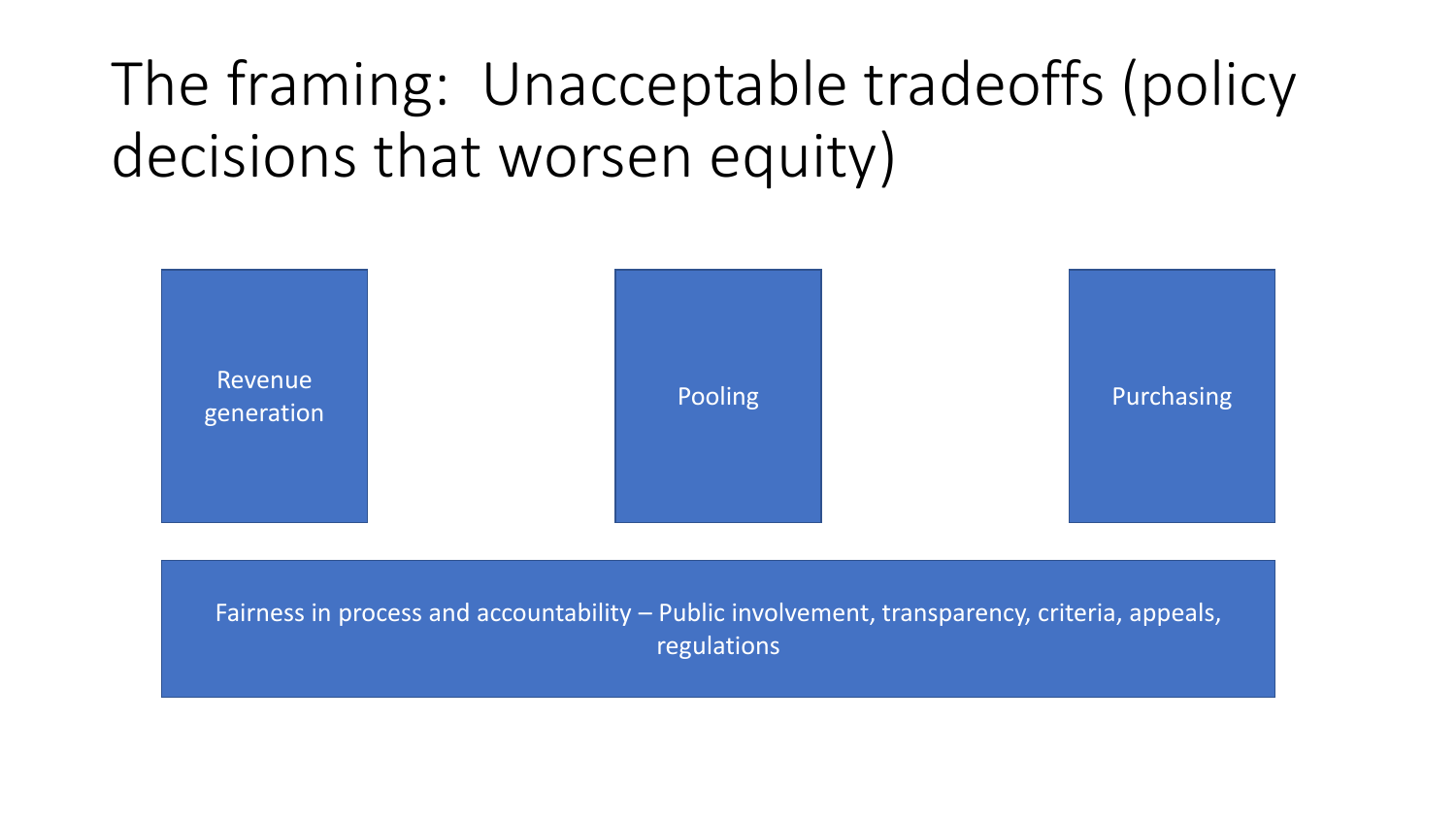# The framing: Unacceptable tradeoffs (policy decisions that worsen equity)

Revenue generation

Pooling

Purchasing

Fairness in process and accountability – Public involvement, transparency, criteria, appeals, regulations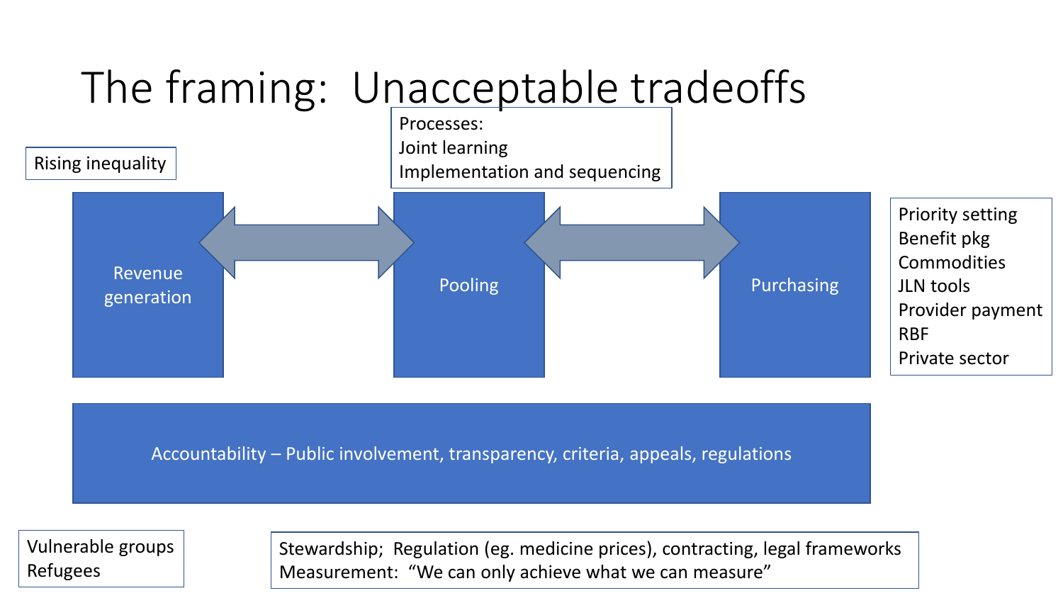# The framing: Unacceptable tradeoffs

Processes:
Joint learning
Implementation and sequencing

Rising inequality

Revenue generation ⟷ Pooling ⟷ Purchasing

Priority setting
Benefit pkg
Commodities
JLN tools
Provider payment
RBF
Private sector

Accountability – Public involvement, transparency, criteria, appeals, regulations

Vulnerable groups
Refugees

Stewardship; Regulation (eg. medicine prices), contracting, legal frameworks
Measurement: "We can only achieve what we can measure"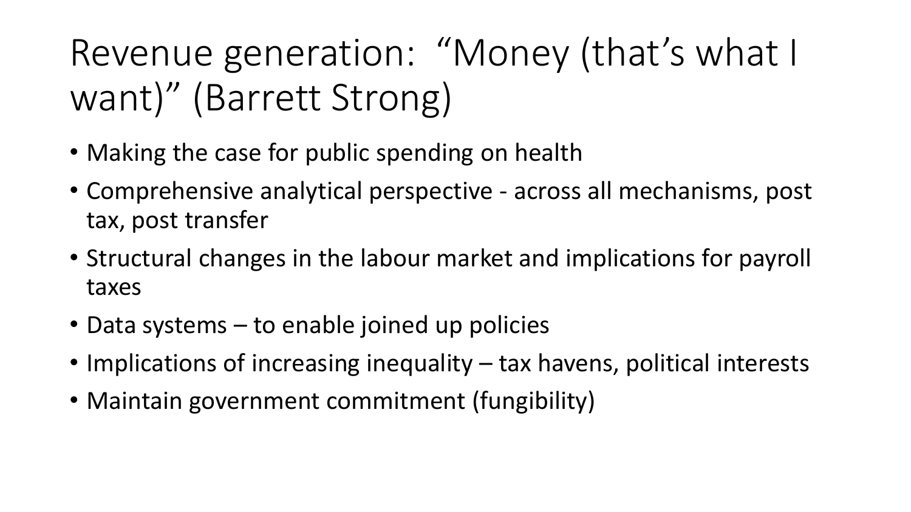# Revenue generation: "Money (that's what I want)" (Barrett Strong)

- Making the case for public spending on health
- Comprehensive analytical perspective - across all mechanisms, post tax, post transfer
- Structural changes in the labour market and implications for payroll taxes
- Data systems – to enable joined up policies
- Implications of increasing inequality – tax havens, political interests
- Maintain government commitment (fungibility)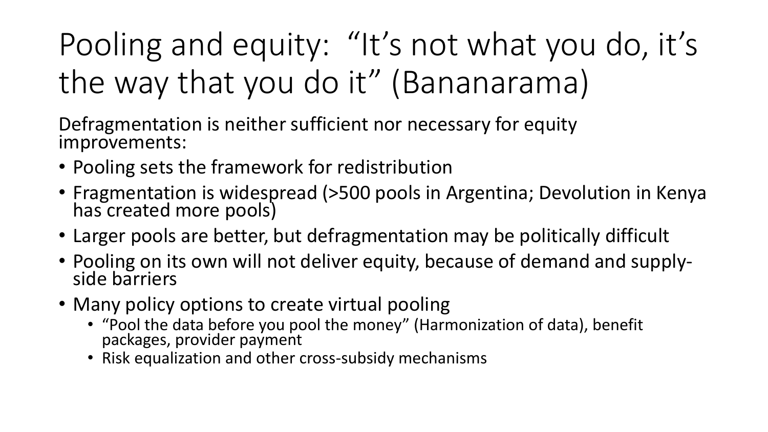# Pooling and equity: "It's not what you do, it's the way that you do it" (Bananarama)

Defragmentation is neither sufficient nor necessary for equity improvements:

- Pooling sets the framework for redistribution
- Fragmentation is widespread (>500 pools in Argentina; Devolution in Kenya has created more pools)
- Larger pools are better, but defragmentation may be politically difficult
- Pooling on its own will not deliver equity, because of demand and supply-side barriers
- Many policy options to create virtual pooling
  - "Pool the data before you pool the money" (Harmonization of data), benefit packages, provider payment
  - Risk equalization and other cross-subsidy mechanisms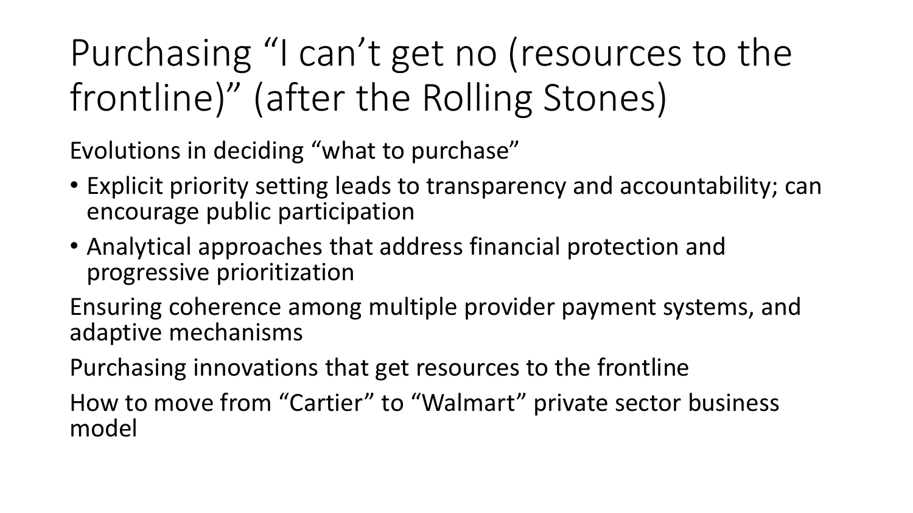# Purchasing "I can't get no (resources to the frontline)" (after the Rolling Stones)

Evolutions in deciding "what to purchase"

- Explicit priority setting leads to transparency and accountability; can encourage public participation
- Analytical approaches that address financial protection and progressive prioritization

Ensuring coherence among multiple provider payment systems, and adaptive mechanisms

Purchasing innovations that get resources to the frontline

How to move from "Cartier" to "Walmart" private sector business model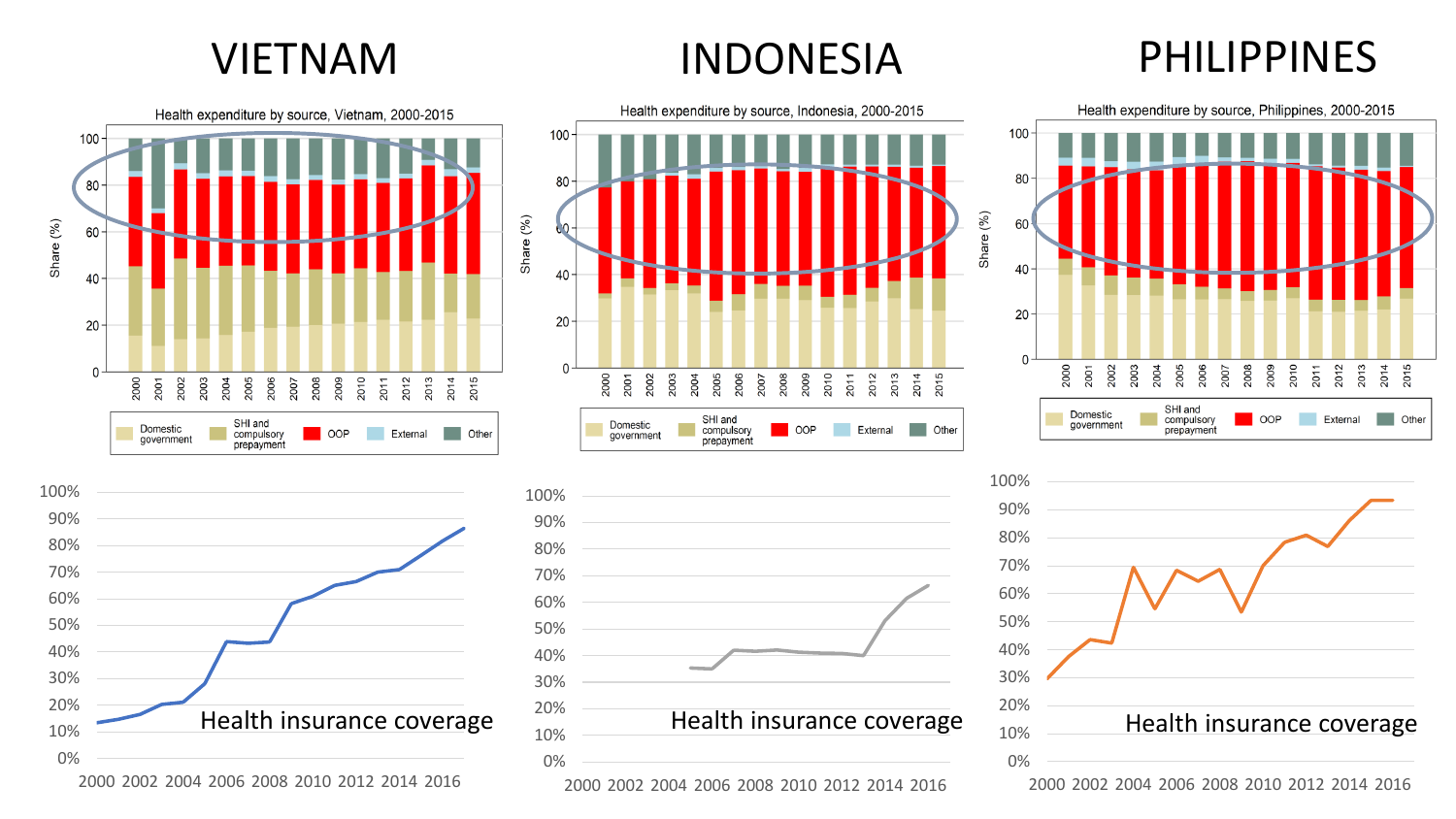# VIETNAM

Health expenditure by source, Vietnam, 2000-2015

Share (%)

Domestic government | SHI and compulsory prepayment | OOP | External | Other

Health insurance coverage

# INDONESIA

Health expenditure by source, Indonesia, 2000-2015

Share (%)

Domestic government | SHI and compulsory prepayment | OOP | External | Other

Health insurance coverage

# PHILIPPINES

Health expenditure by source, Philippines, 2000-2015

Share (%)

Domestic government | SHI and compulsory prepayment | OOP | External | Other

Health insurance coverage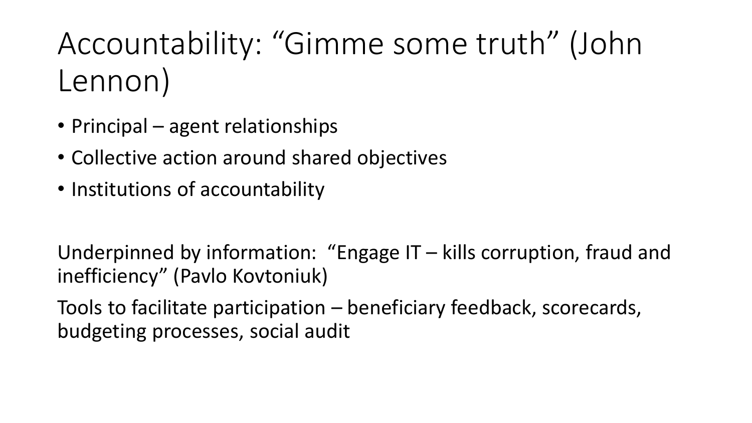# Accountability: “Gimme some truth” (John Lennon)

- Principal – agent relationships
- Collective action around shared objectives
- Institutions of accountability

Underpinned by information: “Engage IT – kills corruption, fraud and inefficiency” (Pavlo Kovtoniuk)

Tools to facilitate participation – beneficiary feedback, scorecards, budgeting processes, social audit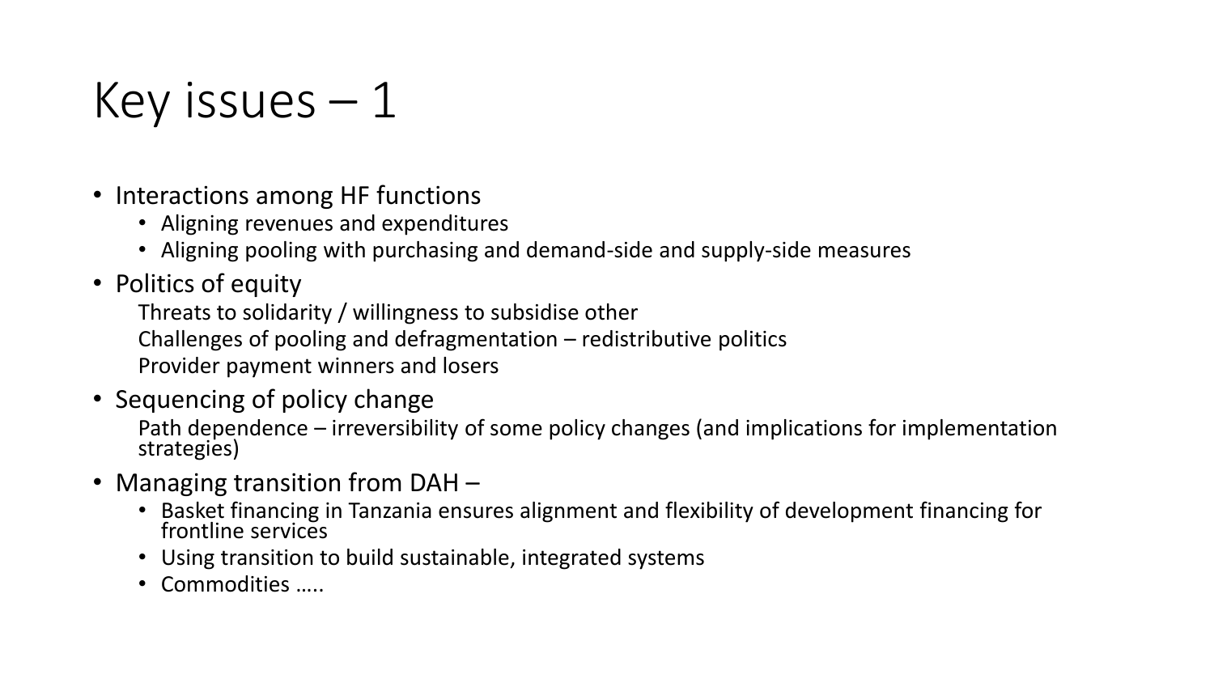# Key issues – 1

- Interactions among HF functions
  - Aligning revenues and expenditures
  - Aligning pooling with purchasing and demand-side and supply-side measures
- Politics of equity

  Threats to solidarity / willingness to subsidise other

  Challenges of pooling and defragmentation – redistributive politics

  Provider payment winners and losers
- Sequencing of policy change

  Path dependence – irreversibility of some policy changes (and implications for implementation strategies)
- Managing transition from DAH –
  - Basket financing in Tanzania ensures alignment and flexibility of development financing for frontline services
  - Using transition to build sustainable, integrated systems
  - Commodities …..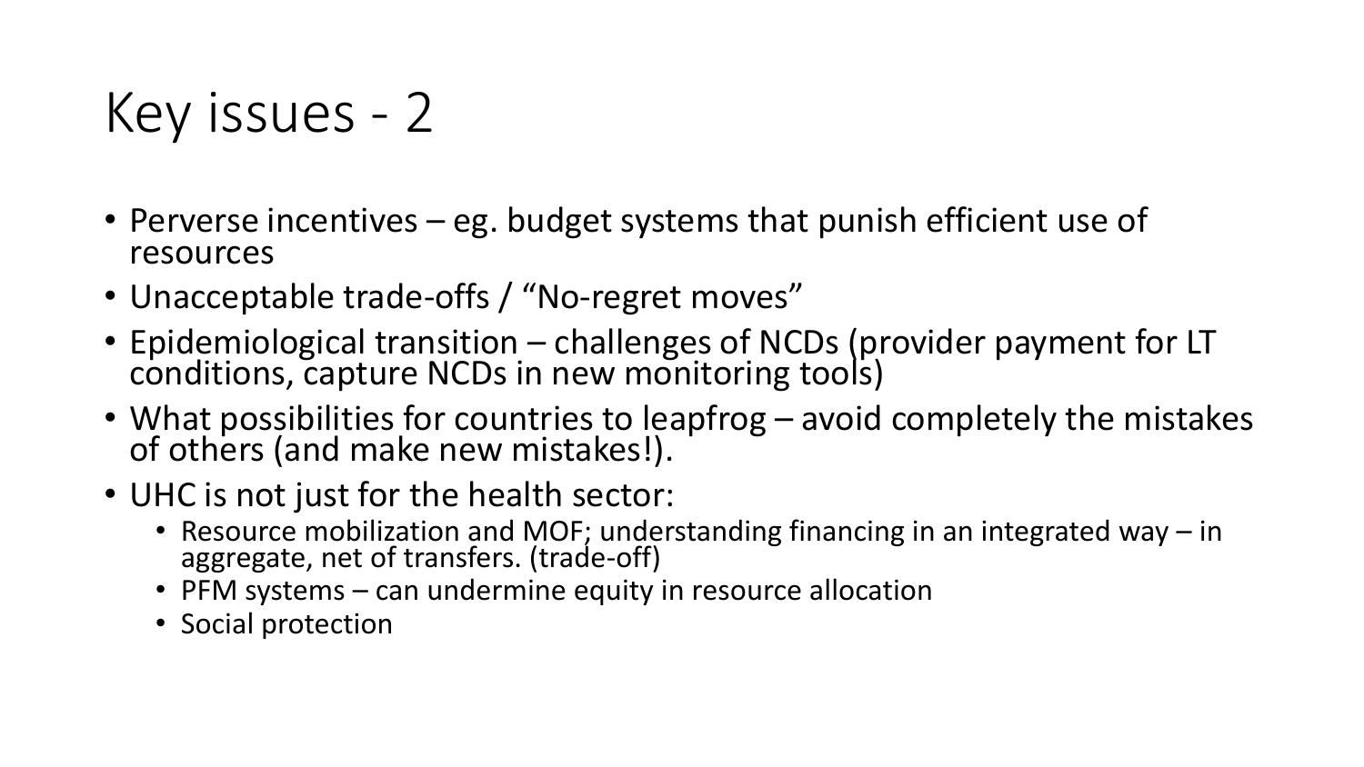# Key issues - 2

- Perverse incentives – eg. budget systems that punish efficient use of resources
- Unacceptable trade-offs / "No-regret moves"
- Epidemiological transition – challenges of NCDs (provider payment for LT conditions, capture NCDs in new monitoring tools)
- What possibilities for countries to leapfrog – avoid completely the mistakes of others (and make new mistakes!).
- UHC is not just for the health sector:
  - Resource mobilization and MOF; understanding financing in an integrated way – in aggregate, net of transfers. (trade-off)
  - PFM systems – can undermine equity in resource allocation
  - Social protection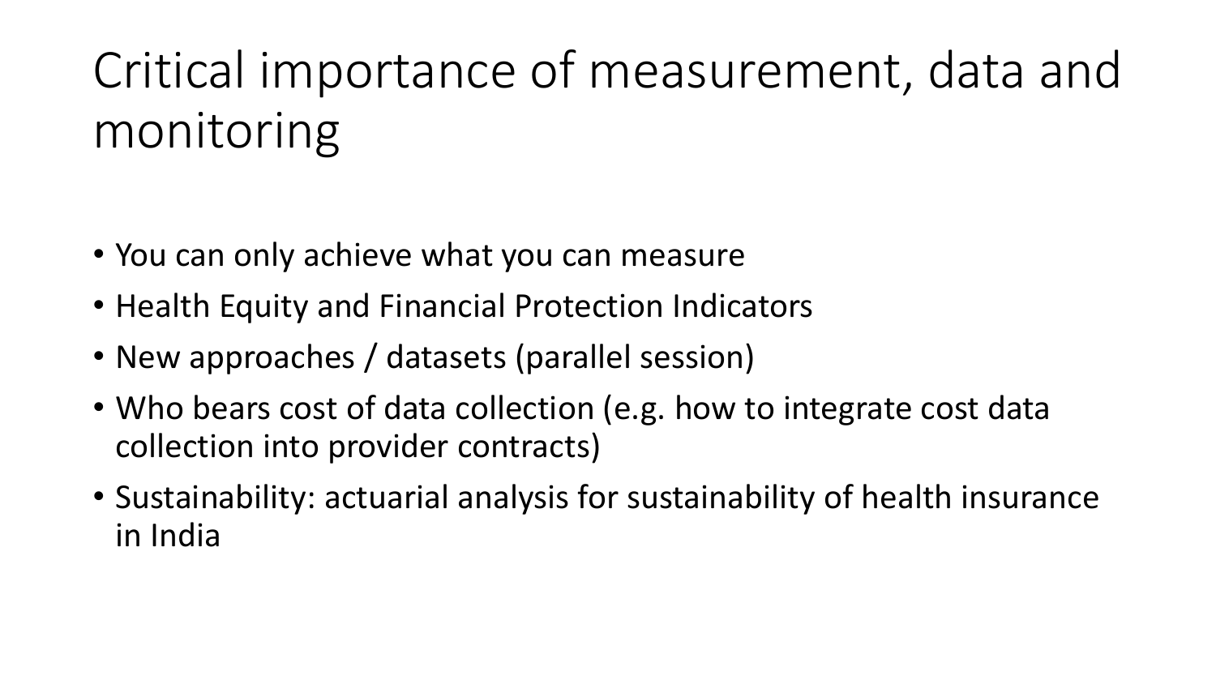# Critical importance of measurement, data and monitoring

- You can only achieve what you can measure
- Health Equity and Financial Protection Indicators
- New approaches / datasets (parallel session)
- Who bears cost of data collection (e.g. how to integrate cost data collection into provider contracts)
- Sustainability: actuarial analysis for sustainability of health insurance in India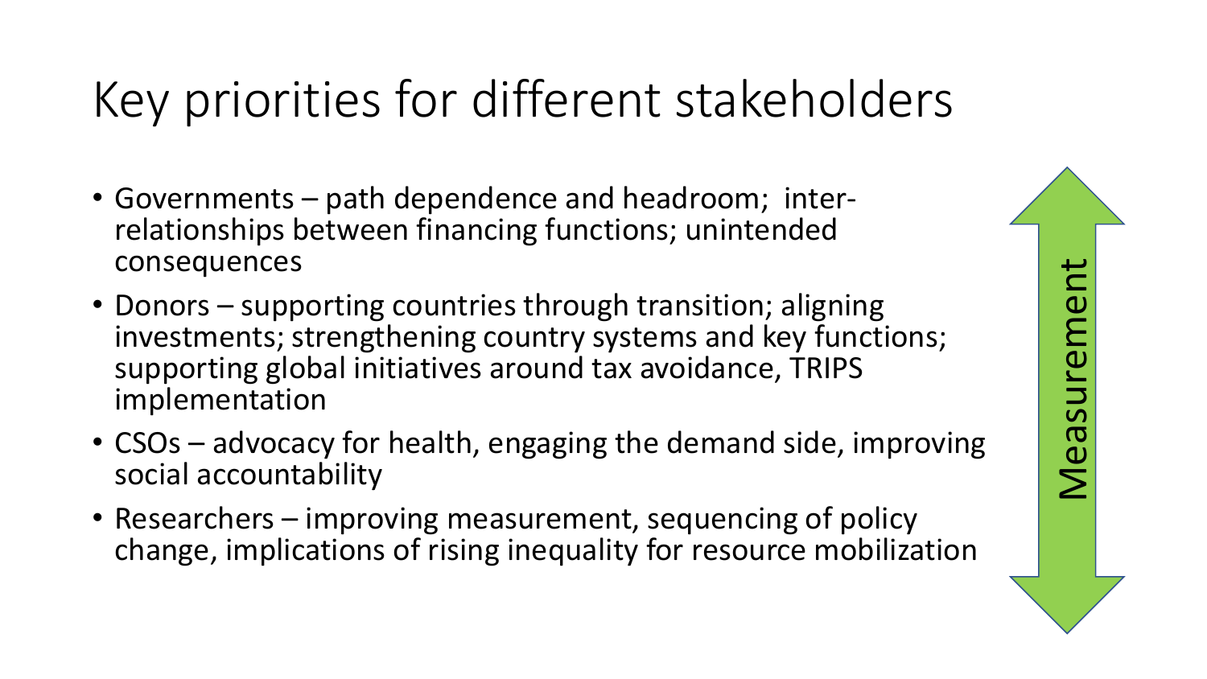# Key priorities for different stakeholders

- Governments – path dependence and headroom; inter-relationships between financing functions; unintended consequences
- Donors – supporting countries through transition; aligning investments; strengthening country systems and key functions; supporting global initiatives around tax avoidance, TRIPS implementation
- CSOs – advocacy for health, engaging the demand side, improving social accountability
- Researchers – improving measurement, sequencing of policy change, implications of rising inequality for resource mobilization

Measurement